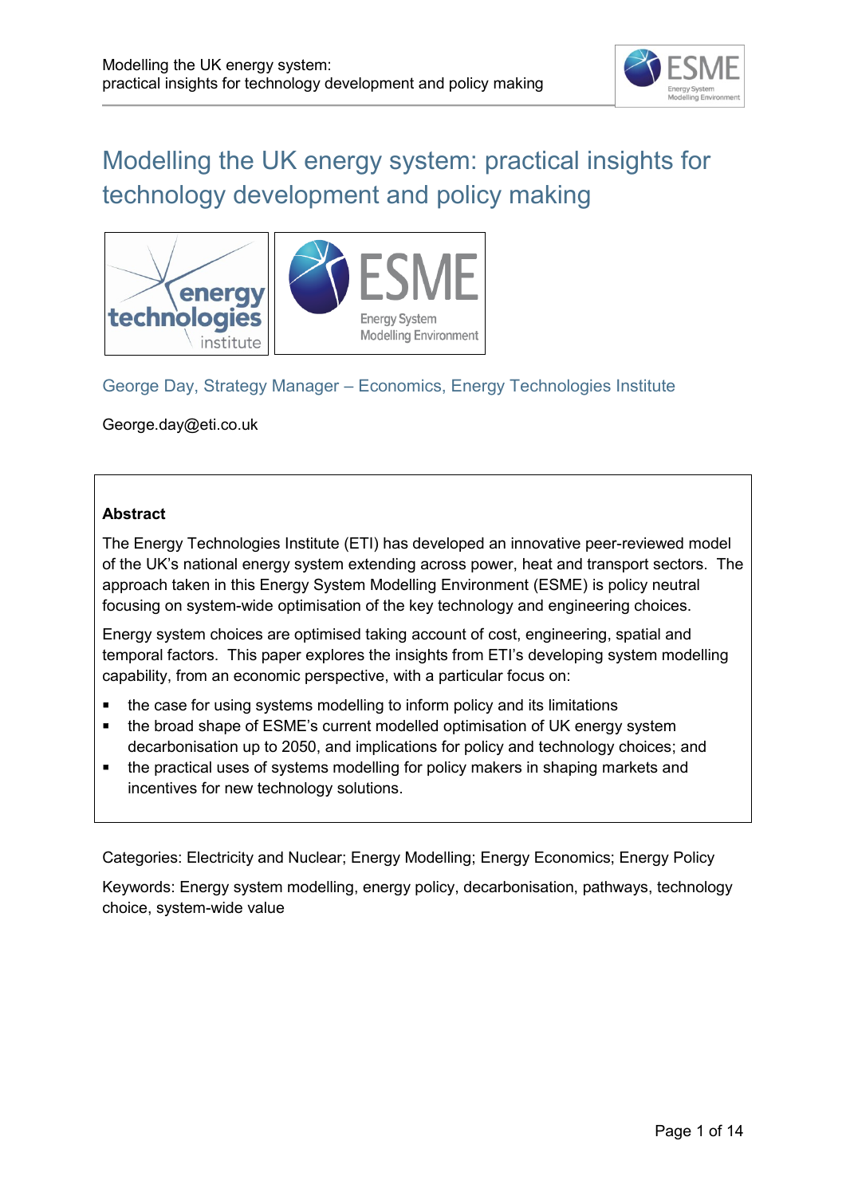# Modelling the UK energy system: practical insights for technology development and policy making

George Day, Strategy Manager – Economics, Energy Technologies Institute

George.day@eti.co.uk

**Abstract**

The Energy Technologies Institute (ETI) has developed an innovative peer-reviewed model of the UK's national energy system extending across power, heat and transport sectors. The approach taken in this Energy System Modelling Environment (ESME) is policy neutral focusing on system-wide optimisation of the key technology and engineering choices.

Energy system choices are optimised taking account of cost, engineering, spatial and temporal factors. This paper explores the insights from ETI's developing system modelling capability, from an economic perspective, with a particular focus on:

- the case for using systems modelling to inform policy and its limitations
- the broad shape of ESME's current modelled optimisation of UK energy system decarbonisation up to 2050, and implications for policy and technology choices; and
- the practical uses of systems modelling for policy makers in shaping markets and incentives for new technology solutions.

Categories: Electricity and Nuclear; Energy Modelling; Energy Economics; Energy Policy

Keywords: Energy system modelling, energy policy, decarbonisation, pathways, technology choice, system-wide value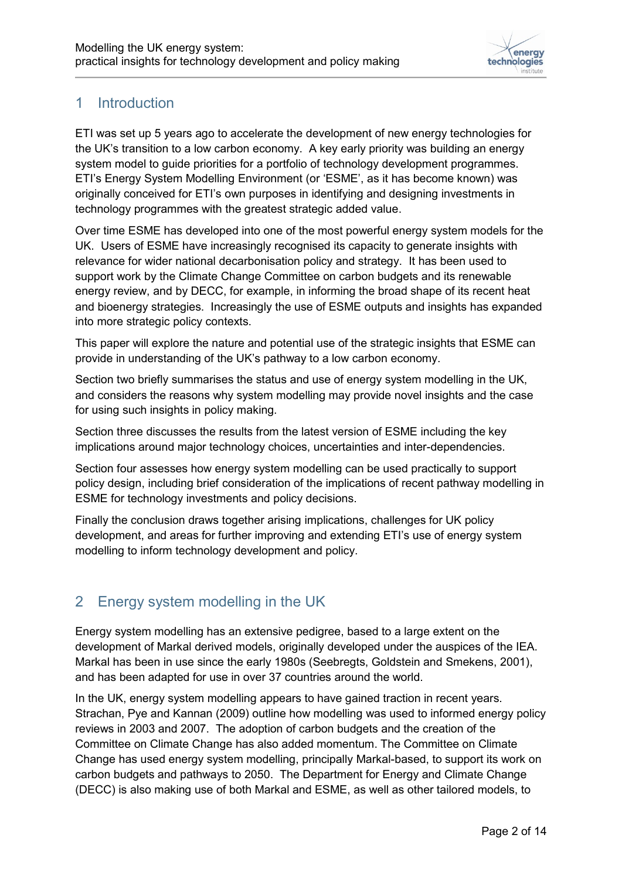## 1 Introduction

ETI was set up 5 years ago to accelerate the development of new energy technologies for the UK's transition to a low carbon economy. A key early priority was building an energy system model to guide priorities for a portfolio of technology development programmes. ETI's Energy System Modelling Environment (or 'ESME', as it has become known) was originally conceived for ETI's own purposes in identifying and designing investments in technology programmes with the greatest strategic added value.

Over time ESME has developed into one of the most powerful energy system models for the UK. Users of ESME have increasingly recognised its capacity to generate insights with relevance for wider national decarbonisation policy and strategy. It has been used to support work by the Climate Change Committee on carbon budgets and its renewable energy review, and by DECC, for example, in informing the broad shape of its recent heat and bioenergy strategies. Increasingly the use of ESME outputs and insights has expanded into more strategic policy contexts.

This paper will explore the nature and potential use of the strategic insights that ESME can provide in understanding of the UK's pathway to a low carbon economy.

Section two briefly summarises the status and use of energy system modelling in the UK, and considers the reasons why system modelling may provide novel insights and the case for using such insights in policy making.

Section three discusses the results from the latest version of ESME including the key implications around major technology choices, uncertainties and inter-dependencies.

Section four assesses how energy system modelling can be used practically to support policy design, including brief consideration of the implications of recent pathway modelling in ESME for technology investments and policy decisions.

Finally the conclusion draws together arising implications, challenges for UK policy development, and areas for further improving and extending ETI's use of energy system modelling to inform technology development and policy.

## 2 Energy system modelling in the UK

Energy system modelling has an extensive pedigree, based to a large extent on the development of Markal derived models, originally developed under the auspices of the IEA. Markal has been in use since the early 1980s (Seebregts, Goldstein and Smekens, 2001), and has been adapted for use in over 37 countries around the world.

In the UK, energy system modelling appears to have gained traction in recent years. Strachan, Pye and Kannan (2009) outline how modelling was used to informed energy policy reviews in 2003 and 2007. The adoption of carbon budgets and the creation of the Committee on Climate Change has also added momentum. The Committee on Climate Change has used energy system modelling, principally Markal-based, to support its work on carbon budgets and pathways to 2050. The Department for Energy and Climate Change (DECC) is also making use of both Markal and ESME, as well as other tailored models, to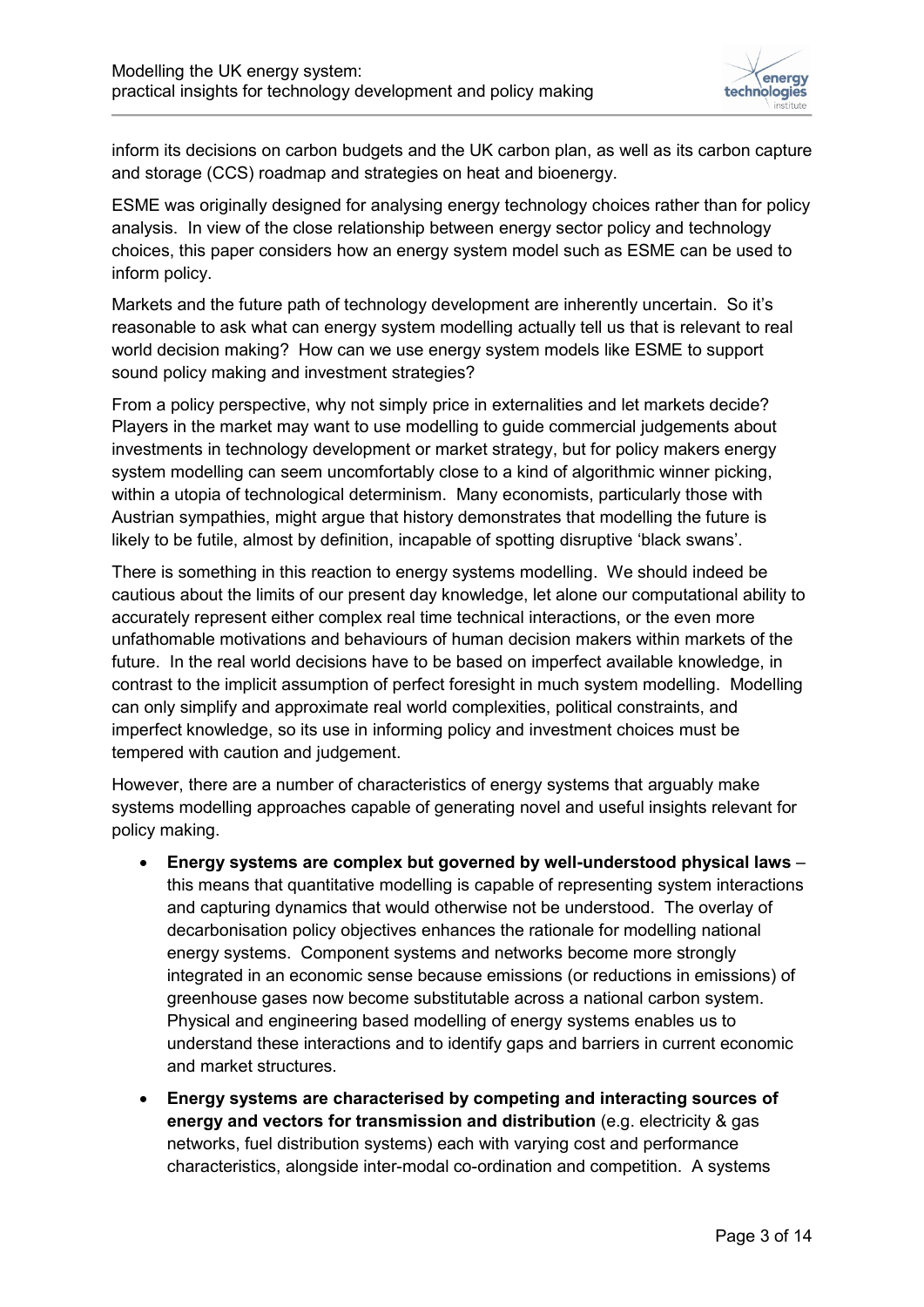inform its decisions on carbon budgets and the UK carbon plan, as well as its carbon capture and storage (CCS) roadmap and strategies on heat and bioenergy.

ESME was originally designed for analysing energy technology choices rather than for policy analysis. In view of the close relationship between energy sector policy and technology choices, this paper considers how an energy system model such as ESME can be used to inform policy.

Markets and the future path of technology development are inherently uncertain. So it's reasonable to ask what can energy system modelling actually tell us that is relevant to real world decision making? How can we use energy system models like ESME to support sound policy making and investment strategies?

From a policy perspective, why not simply price in externalities and let markets decide? Players in the market may want to use modelling to guide commercial judgements about investments in technology development or market strategy, but for policy makers energy system modelling can seem uncomfortably close to a kind of algorithmic winner picking, within a utopia of technological determinism. Many economists, particularly those with Austrian sympathies, might argue that history demonstrates that modelling the future is likely to be futile, almost by definition, incapable of spotting disruptive 'black swans'.

There is something in this reaction to energy systems modelling. We should indeed be cautious about the limits of our present day knowledge, let alone our computational ability to accurately represent either complex real time technical interactions, or the even more unfathomable motivations and behaviours of human decision makers within markets of the future. In the real world decisions have to be based on imperfect available knowledge, in contrast to the implicit assumption of perfect foresight in much system modelling. Modelling can only simplify and approximate real world complexities, political constraints, and imperfect knowledge, so its use in informing policy and investment choices must be tempered with caution and judgement.

However, there are a number of characteristics of energy systems that arguably make systems modelling approaches capable of generating novel and useful insights relevant for policy making.

- **Energy systems are complex but governed by well-understood physical laws** – this means that quantitative modelling is capable of representing system interactions and capturing dynamics that would otherwise not be understood. The overlay of decarbonisation policy objectives enhances the rationale for modelling national energy systems. Component systems and networks become more strongly integrated in an economic sense because emissions (or reductions in emissions) of greenhouse gases now become substitutable across a national carbon system. Physical and engineering based modelling of energy systems enables us to understand these interactions and to identify gaps and barriers in current economic and market structures.
- **Energy systems are characterised by competing and interacting sources of energy and vectors for transmission and distribution** (e.g. electricity & gas networks, fuel distribution systems) each with varying cost and performance characteristics, alongside inter-modal co-ordination and competition. A systems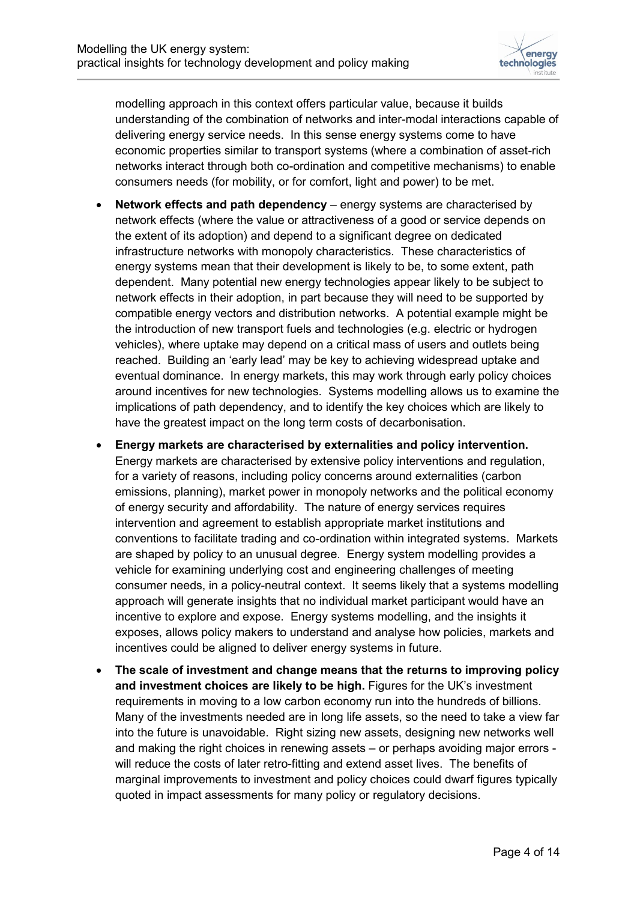modelling approach in this context offers particular value, because it builds understanding of the combination of networks and inter-modal interactions capable of delivering energy service needs. In this sense energy systems come to have economic properties similar to transport systems (where a combination of asset-rich networks interact through both co-ordination and competitive mechanisms) to enable consumers needs (for mobility, or for comfort, light and power) to be met.

- **Network effects and path dependency** – energy systems are characterised by network effects (where the value or attractiveness of a good or service depends on the extent of its adoption) and depend to a significant degree on dedicated infrastructure networks with monopoly characteristics. These characteristics of energy systems mean that their development is likely to be, to some extent, path dependent. Many potential new energy technologies appear likely to be subject to network effects in their adoption, in part because they will need to be supported by compatible energy vectors and distribution networks. A potential example might be the introduction of new transport fuels and technologies (e.g. electric or hydrogen vehicles), where uptake may depend on a critical mass of users and outlets being reached. Building an 'early lead' may be key to achieving widespread uptake and eventual dominance. In energy markets, this may work through early policy choices around incentives for new technologies. Systems modelling allows us to examine the implications of path dependency, and to identify the key choices which are likely to have the greatest impact on the long term costs of decarbonisation.
- **Energy markets are characterised by externalities and policy intervention.** Energy markets are characterised by extensive policy interventions and regulation, for a variety of reasons, including policy concerns around externalities (carbon emissions, planning), market power in monopoly networks and the political economy of energy security and affordability. The nature of energy services requires intervention and agreement to establish appropriate market institutions and conventions to facilitate trading and co-ordination within integrated systems. Markets are shaped by policy to an unusual degree. Energy system modelling provides a vehicle for examining underlying cost and engineering challenges of meeting consumer needs, in a policy-neutral context. It seems likely that a systems modelling approach will generate insights that no individual market participant would have an incentive to explore and expose. Energy systems modelling, and the insights it exposes, allows policy makers to understand and analyse how policies, markets and incentives could be aligned to deliver energy systems in future.
- **The scale of investment and change means that the returns to improving policy and investment choices are likely to be high.** Figures for the UK's investment requirements in moving to a low carbon economy run into the hundreds of billions. Many of the investments needed are in long life assets, so the need to take a view far into the future is unavoidable. Right sizing new assets, designing new networks well and making the right choices in renewing assets – or perhaps avoiding major errors - will reduce the costs of later retro-fitting and extend asset lives. The benefits of marginal improvements to investment and policy choices could dwarf figures typically quoted in impact assessments for many policy or regulatory decisions.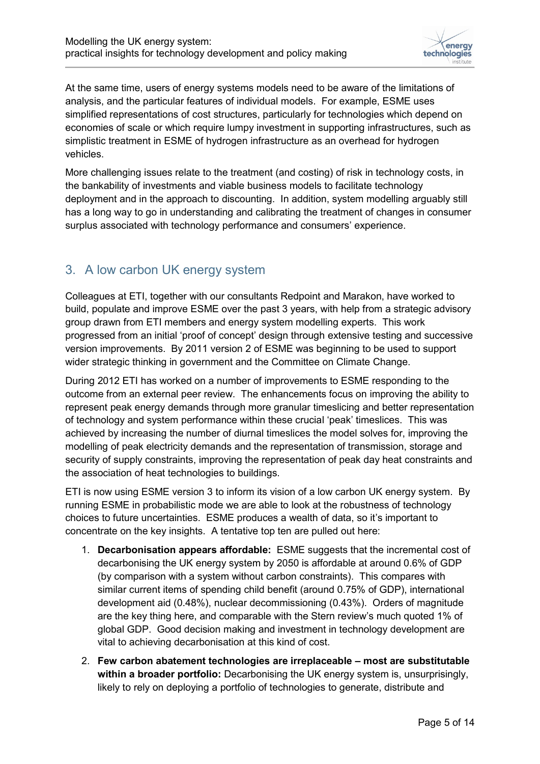At the same time, users of energy systems models need to be aware of the limitations of analysis, and the particular features of individual models. For example, ESME uses simplified representations of cost structures, particularly for technologies which depend on economies of scale or which require lumpy investment in supporting infrastructures, such as simplistic treatment in ESME of hydrogen infrastructure as an overhead for hydrogen vehicles.

More challenging issues relate to the treatment (and costing) of risk in technology costs, in the bankability of investments and viable business models to facilitate technology deployment and in the approach to discounting. In addition, system modelling arguably still has a long way to go in understanding and calibrating the treatment of changes in consumer surplus associated with technology performance and consumers' experience.

## 3. A low carbon UK energy system

Colleagues at ETI, together with our consultants Redpoint and Marakon, have worked to build, populate and improve ESME over the past 3 years, with help from a strategic advisory group drawn from ETI members and energy system modelling experts. This work progressed from an initial 'proof of concept' design through extensive testing and successive version improvements. By 2011 version 2 of ESME was beginning to be used to support wider strategic thinking in government and the Committee on Climate Change.

During 2012 ETI has worked on a number of improvements to ESME responding to the outcome from an external peer review. The enhancements focus on improving the ability to represent peak energy demands through more granular timeslicing and better representation of technology and system performance within these crucial 'peak' timeslices. This was achieved by increasing the number of diurnal timeslices the model solves for, improving the modelling of peak electricity demands and the representation of transmission, storage and security of supply constraints, improving the representation of peak day heat constraints and the association of heat technologies to buildings.

ETI is now using ESME version 3 to inform its vision of a low carbon UK energy system. By running ESME in probabilistic mode we are able to look at the robustness of technology choices to future uncertainties. ESME produces a wealth of data, so it's important to concentrate on the key insights. A tentative top ten are pulled out here:

1. **Decarbonisation appears affordable:** ESME suggests that the incremental cost of decarbonising the UK energy system by 2050 is affordable at around 0.6% of GDP (by comparison with a system without carbon constraints). This compares with similar current items of spending child benefit (around 0.75% of GDP), international development aid (0.48%), nuclear decommissioning (0.43%). Orders of magnitude are the key thing here, and comparable with the Stern review's much quoted 1% of global GDP. Good decision making and investment in technology development are vital to achieving decarbonisation at this kind of cost.
2. **Few carbon abatement technologies are irreplaceable – most are substitutable within a broader portfolio:** Decarbonising the UK energy system is, unsurprisingly, likely to rely on deploying a portfolio of technologies to generate, distribute and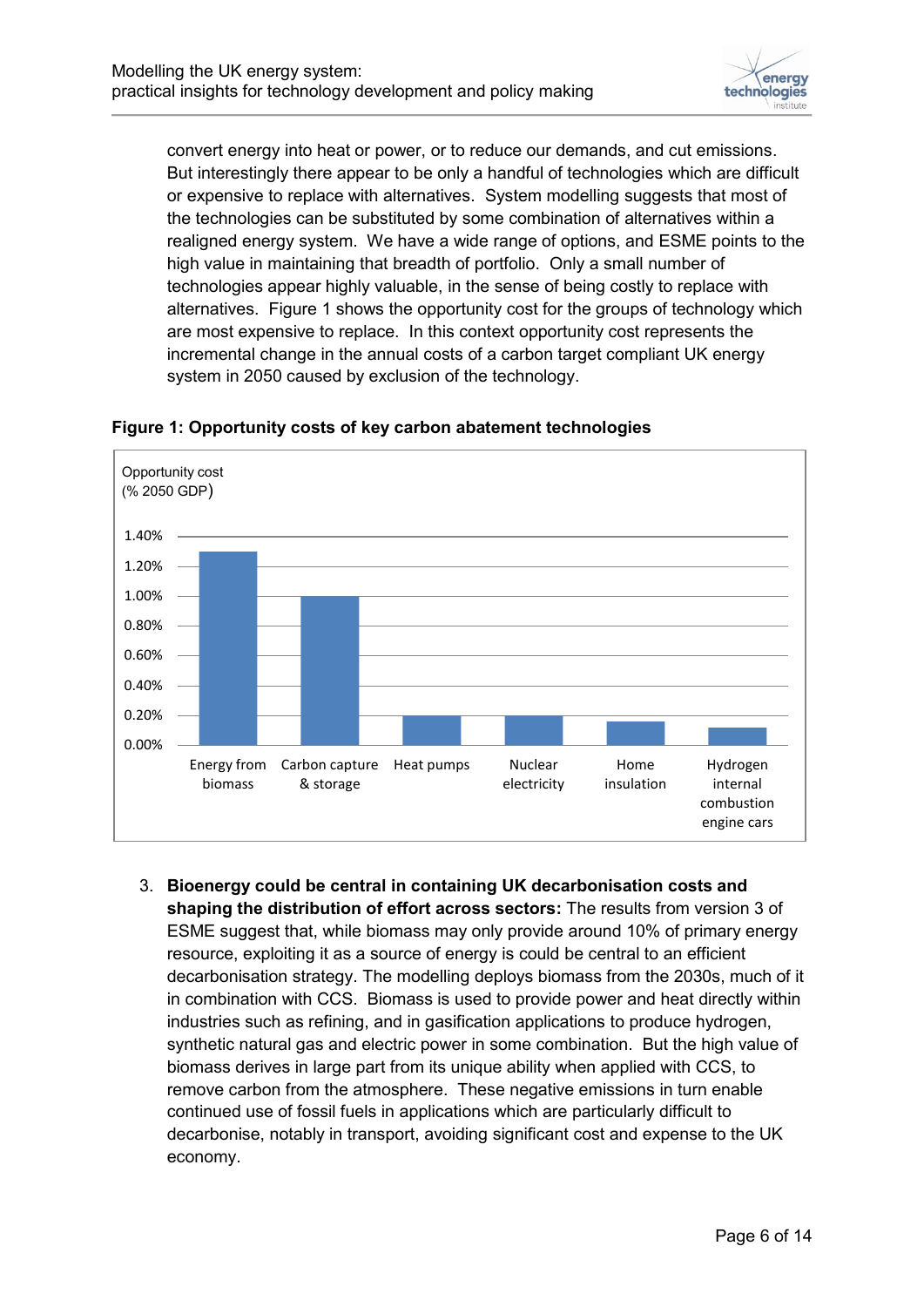convert energy into heat or power, or to reduce our demands, and cut emissions. But interestingly there appear to be only a handful of technologies which are difficult or expensive to replace with alternatives. System modelling suggests that most of the technologies can be substituted by some combination of alternatives within a realigned energy system. We have a wide range of options, and ESME points to the high value in maintaining that breadth of portfolio. Only a small number of technologies appear highly valuable, in the sense of being costly to replace with alternatives. Figure 1 shows the opportunity cost for the groups of technology which are most expensive to replace. In this context opportunity cost represents the incremental change in the annual costs of a carbon target compliant UK energy system in 2050 caused by exclusion of the technology.

**Figure 1: Opportunity costs of key carbon abatement technologies**

Opportunity cost (% 2050 GDP)

| Technology | Opportunity cost (% 2050 GDP) |
|---|---|
| Energy from biomass | ~1.28% |
| Carbon capture & storage | ~1.00% |
| Heat pumps | ~0.20% |
| Nuclear electricity | ~0.20% |
| Home insulation | ~0.16% |
| Hydrogen internal combustion engine cars | ~0.12% |

3. **Bioenergy could be central in containing UK decarbonisation costs and shaping the distribution of effort across sectors:** The results from version 3 of ESME suggest that, while biomass may only provide around 10% of primary energy resource, exploiting it as a source of energy is could be central to an efficient decarbonisation strategy. The modelling deploys biomass from the 2030s, much of it in combination with CCS. Biomass is used to provide power and heat directly within industries such as refining, and in gasification applications to produce hydrogen, synthetic natural gas and electric power in some combination. But the high value of biomass derives in large part from its unique ability when applied with CCS, to remove carbon from the atmosphere. These negative emissions in turn enable continued use of fossil fuels in applications which are particularly difficult to decarbonise, notably in transport, avoiding significant cost and expense to the UK economy.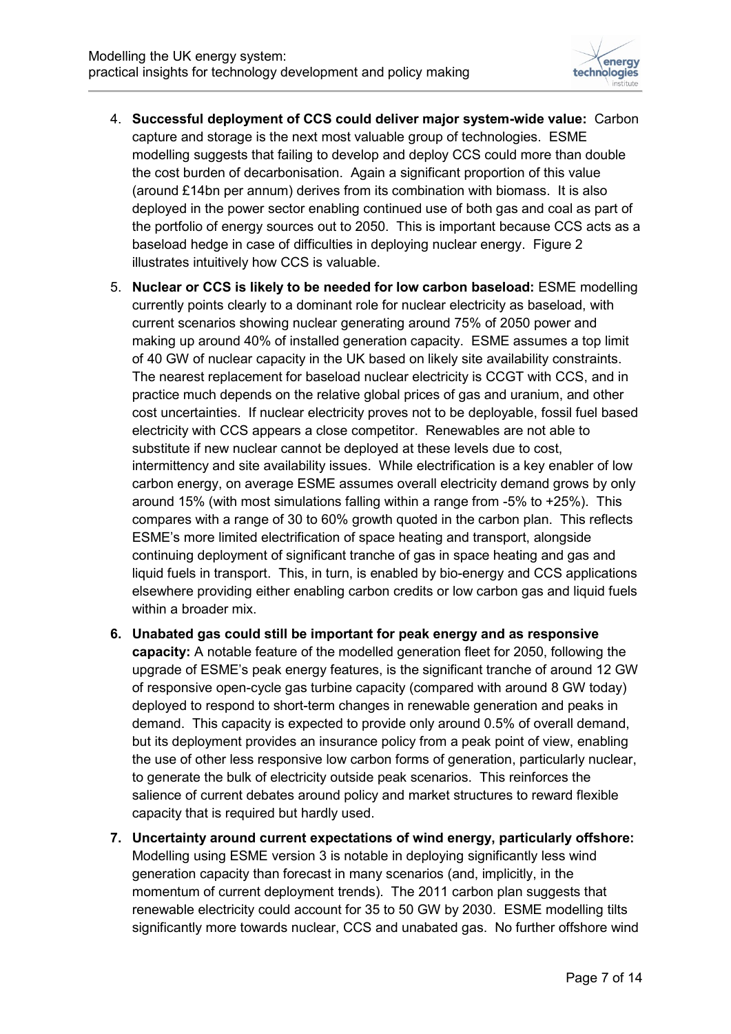4. **Successful deployment of CCS could deliver major system-wide value:** Carbon capture and storage is the next most valuable group of technologies. ESME modelling suggests that failing to develop and deploy CCS could more than double the cost burden of decarbonisation. Again a significant proportion of this value (around £14bn per annum) derives from its combination with biomass. It is also deployed in the power sector enabling continued use of both gas and coal as part of the portfolio of energy sources out to 2050. This is important because CCS acts as a baseload hedge in case of difficulties in deploying nuclear energy. Figure 2 illustrates intuitively how CCS is valuable.

5. **Nuclear or CCS is likely to be needed for low carbon baseload:** ESME modelling currently points clearly to a dominant role for nuclear electricity as baseload, with current scenarios showing nuclear generating around 75% of 2050 power and making up around 40% of installed generation capacity. ESME assumes a top limit of 40 GW of nuclear capacity in the UK based on likely site availability constraints. The nearest replacement for baseload nuclear electricity is CCGT with CCS, and in practice much depends on the relative global prices of gas and uranium, and other cost uncertainties. If nuclear electricity proves not to be deployable, fossil fuel based electricity with CCS appears a close competitor. Renewables are not able to substitute if new nuclear cannot be deployed at these levels due to cost, intermittency and site availability issues. While electrification is a key enabler of low carbon energy, on average ESME assumes overall electricity demand grows by only around 15% (with most simulations falling within a range from -5% to +25%). This compares with a range of 30 to 60% growth quoted in the carbon plan. This reflects ESME's more limited electrification of space heating and transport, alongside continuing deployment of significant tranche of gas in space heating and gas and liquid fuels in transport. This, in turn, is enabled by bio-energy and CCS applications elsewhere providing either enabling carbon credits or low carbon gas and liquid fuels within a broader mix.

6. **Unabated gas could still be important for peak energy and as responsive capacity:** A notable feature of the modelled generation fleet for 2050, following the upgrade of ESME's peak energy features, is the significant tranche of around 12 GW of responsive open-cycle gas turbine capacity (compared with around 8 GW today) deployed to respond to short-term changes in renewable generation and peaks in demand. This capacity is expected to provide only around 0.5% of overall demand, but its deployment provides an insurance policy from a peak point of view, enabling the use of other less responsive low carbon forms of generation, particularly nuclear, to generate the bulk of electricity outside peak scenarios. This reinforces the salience of current debates around policy and market structures to reward flexible capacity that is required but hardly used.

7. **Uncertainty around current expectations of wind energy, particularly offshore:** Modelling using ESME version 3 is notable in deploying significantly less wind generation capacity than forecast in many scenarios (and, implicitly, in the momentum of current deployment trends). The 2011 carbon plan suggests that renewable electricity could account for 35 to 50 GW by 2030. ESME modelling tilts significantly more towards nuclear, CCS and unabated gas. No further offshore wind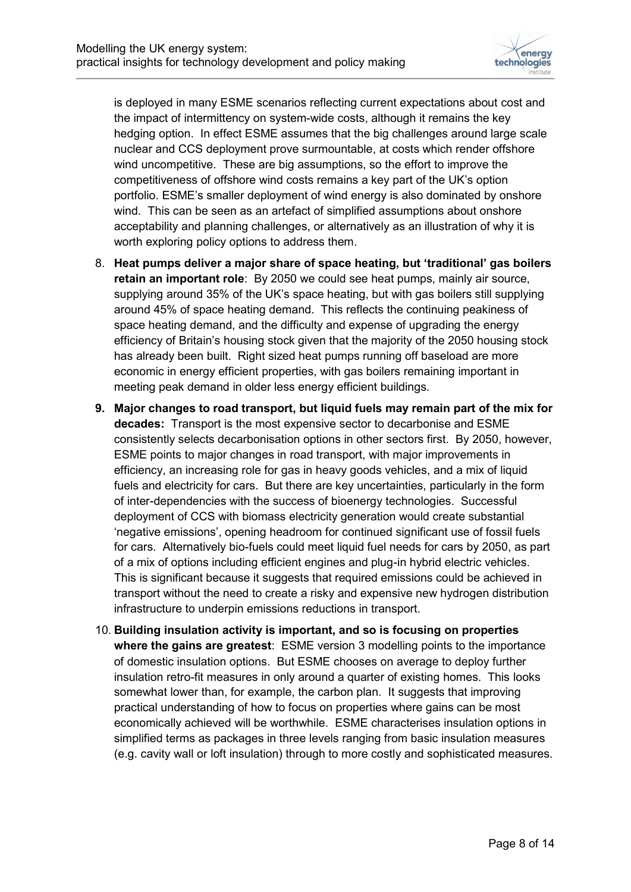is deployed in many ESME scenarios reflecting current expectations about cost and the impact of intermittency on system-wide costs, although it remains the key hedging option. In effect ESME assumes that the big challenges around large scale nuclear and CCS deployment prove surmountable, at costs which render offshore wind uncompetitive. These are big assumptions, so the effort to improve the competitiveness of offshore wind costs remains a key part of the UK's option portfolio. ESME's smaller deployment of wind energy is also dominated by onshore wind. This can be seen as an artefact of simplified assumptions about onshore acceptability and planning challenges, or alternatively as an illustration of why it is worth exploring policy options to address them.

8. **Heat pumps deliver a major share of space heating, but 'traditional' gas boilers retain an important role**: By 2050 we could see heat pumps, mainly air source, supplying around 35% of the UK's space heating, but with gas boilers still supplying around 45% of space heating demand. This reflects the continuing peakiness of space heating demand, and the difficulty and expense of upgrading the energy efficiency of Britain's housing stock given that the majority of the 2050 housing stock has already been built. Right sized heat pumps running off baseload are more economic in energy efficient properties, with gas boilers remaining important in meeting peak demand in older less energy efficient buildings.

9. **Major changes to road transport, but liquid fuels may remain part of the mix for decades:** Transport is the most expensive sector to decarbonise and ESME consistently selects decarbonisation options in other sectors first. By 2050, however, ESME points to major changes in road transport, with major improvements in efficiency, an increasing role for gas in heavy goods vehicles, and a mix of liquid fuels and electricity for cars. But there are key uncertainties, particularly in the form of inter-dependencies with the success of bioenergy technologies. Successful deployment of CCS with biomass electricity generation would create substantial 'negative emissions', opening headroom for continued significant use of fossil fuels for cars. Alternatively bio-fuels could meet liquid fuel needs for cars by 2050, as part of a mix of options including efficient engines and plug-in hybrid electric vehicles. This is significant because it suggests that required emissions could be achieved in transport without the need to create a risky and expensive new hydrogen distribution infrastructure to underpin emissions reductions in transport.

10. **Building insulation activity is important, and so is focusing on properties where the gains are greatest**: ESME version 3 modelling points to the importance of domestic insulation options. But ESME chooses on average to deploy further insulation retro-fit measures in only around a quarter of existing homes. This looks somewhat lower than, for example, the carbon plan. It suggests that improving practical understanding of how to focus on properties where gains can be most economically achieved will be worthwhile. ESME characterises insulation options in simplified terms as packages in three levels ranging from basic insulation measures (e.g. cavity wall or loft insulation) through to more costly and sophisticated measures.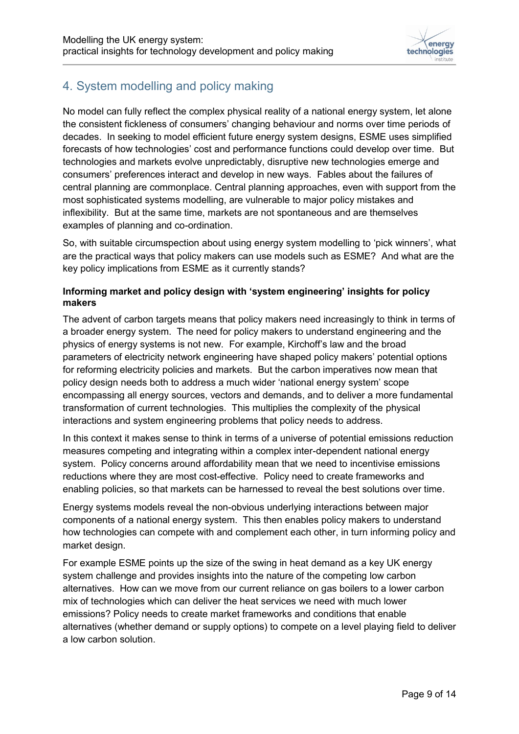## 4. System modelling and policy making

No model can fully reflect the complex physical reality of a national energy system, let alone the consistent fickleness of consumers' changing behaviour and norms over time periods of decades. In seeking to model efficient future energy system designs, ESME uses simplified forecasts of how technologies' cost and performance functions could develop over time. But technologies and markets evolve unpredictably, disruptive new technologies emerge and consumers' preferences interact and develop in new ways. Fables about the failures of central planning are commonplace. Central planning approaches, even with support from the most sophisticated systems modelling, are vulnerable to major policy mistakes and inflexibility. But at the same time, markets are not spontaneous and are themselves examples of planning and co-ordination.

So, with suitable circumspection about using energy system modelling to 'pick winners', what are the practical ways that policy makers can use models such as ESME? And what are the key policy implications from ESME as it currently stands?

**Informing market and policy design with 'system engineering' insights for policy makers**

The advent of carbon targets means that policy makers need increasingly to think in terms of a broader energy system. The need for policy makers to understand engineering and the physics of energy systems is not new. For example, Kirchoff's law and the broad parameters of electricity network engineering have shaped policy makers' potential options for reforming electricity policies and markets. But the carbon imperatives now mean that policy design needs both to address a much wider 'national energy system' scope encompassing all energy sources, vectors and demands, and to deliver a more fundamental transformation of current technologies. This multiplies the complexity of the physical interactions and system engineering problems that policy needs to address.

In this context it makes sense to think in terms of a universe of potential emissions reduction measures competing and integrating within a complex inter-dependent national energy system. Policy concerns around affordability mean that we need to incentivise emissions reductions where they are most cost-effective. Policy need to create frameworks and enabling policies, so that markets can be harnessed to reveal the best solutions over time.

Energy systems models reveal the non-obvious underlying interactions between major components of a national energy system. This then enables policy makers to understand how technologies can compete with and complement each other, in turn informing policy and market design.

For example ESME points up the size of the swing in heat demand as a key UK energy system challenge and provides insights into the nature of the competing low carbon alternatives. How can we move from our current reliance on gas boilers to a lower carbon mix of technologies which can deliver the heat services we need with much lower emissions? Policy needs to create market frameworks and conditions that enable alternatives (whether demand or supply options) to compete on a level playing field to deliver a low carbon solution.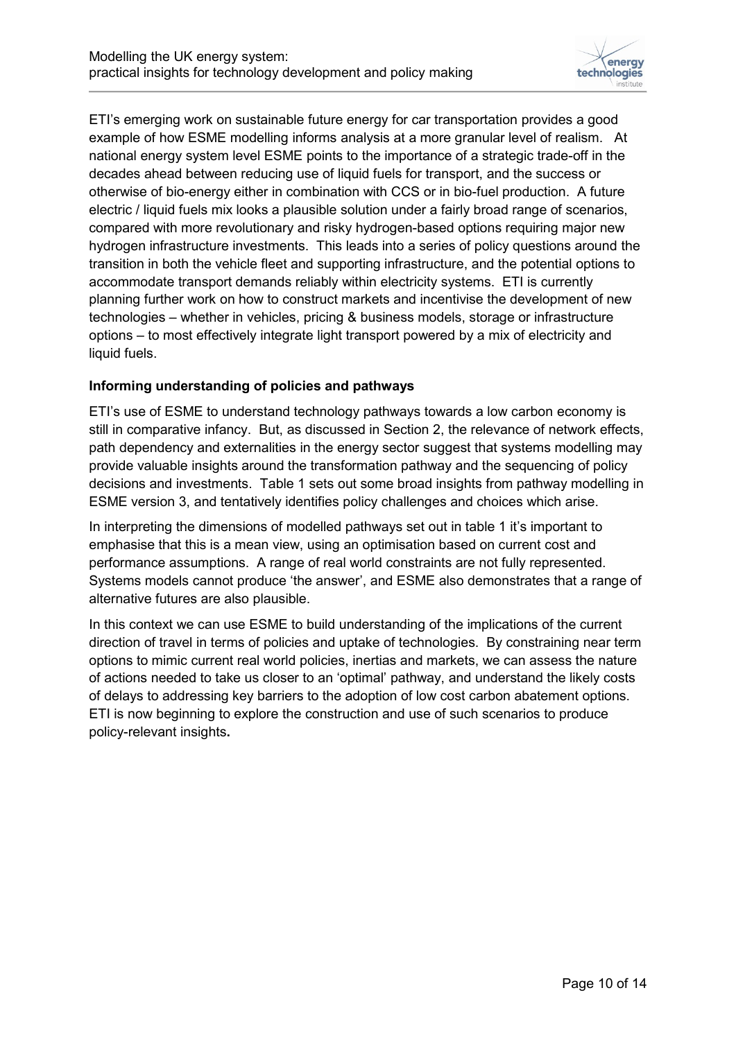ETI's emerging work on sustainable future energy for car transportation provides a good example of how ESME modelling informs analysis at a more granular level of realism. At national energy system level ESME points to the importance of a strategic trade-off in the decades ahead between reducing use of liquid fuels for transport, and the success or otherwise of bio-energy either in combination with CCS or in bio-fuel production. A future electric / liquid fuels mix looks a plausible solution under a fairly broad range of scenarios, compared with more revolutionary and risky hydrogen-based options requiring major new hydrogen infrastructure investments. This leads into a series of policy questions around the transition in both the vehicle fleet and supporting infrastructure, and the potential options to accommodate transport demands reliably within electricity systems. ETI is currently planning further work on how to construct markets and incentivise the development of new technologies – whether in vehicles, pricing & business models, storage or infrastructure options – to most effectively integrate light transport powered by a mix of electricity and liquid fuels.

## Informing understanding of policies and pathways

ETI's use of ESME to understand technology pathways towards a low carbon economy is still in comparative infancy. But, as discussed in Section 2, the relevance of network effects, path dependency and externalities in the energy sector suggest that systems modelling may provide valuable insights around the transformation pathway and the sequencing of policy decisions and investments. Table 1 sets out some broad insights from pathway modelling in ESME version 3, and tentatively identifies policy challenges and choices which arise.

In interpreting the dimensions of modelled pathways set out in table 1 it's important to emphasise that this is a mean view, using an optimisation based on current cost and performance assumptions. A range of real world constraints are not fully represented. Systems models cannot produce 'the answer', and ESME also demonstrates that a range of alternative futures are also plausible.

In this context we can use ESME to build understanding of the implications of the current direction of travel in terms of policies and uptake of technologies. By constraining near term options to mimic current real world policies, inertias and markets, we can assess the nature of actions needed to take us closer to an 'optimal' pathway, and understand the likely costs of delays to addressing key barriers to the adoption of low cost carbon abatement options. ETI is now beginning to explore the construction and use of such scenarios to produce policy-relevant insights.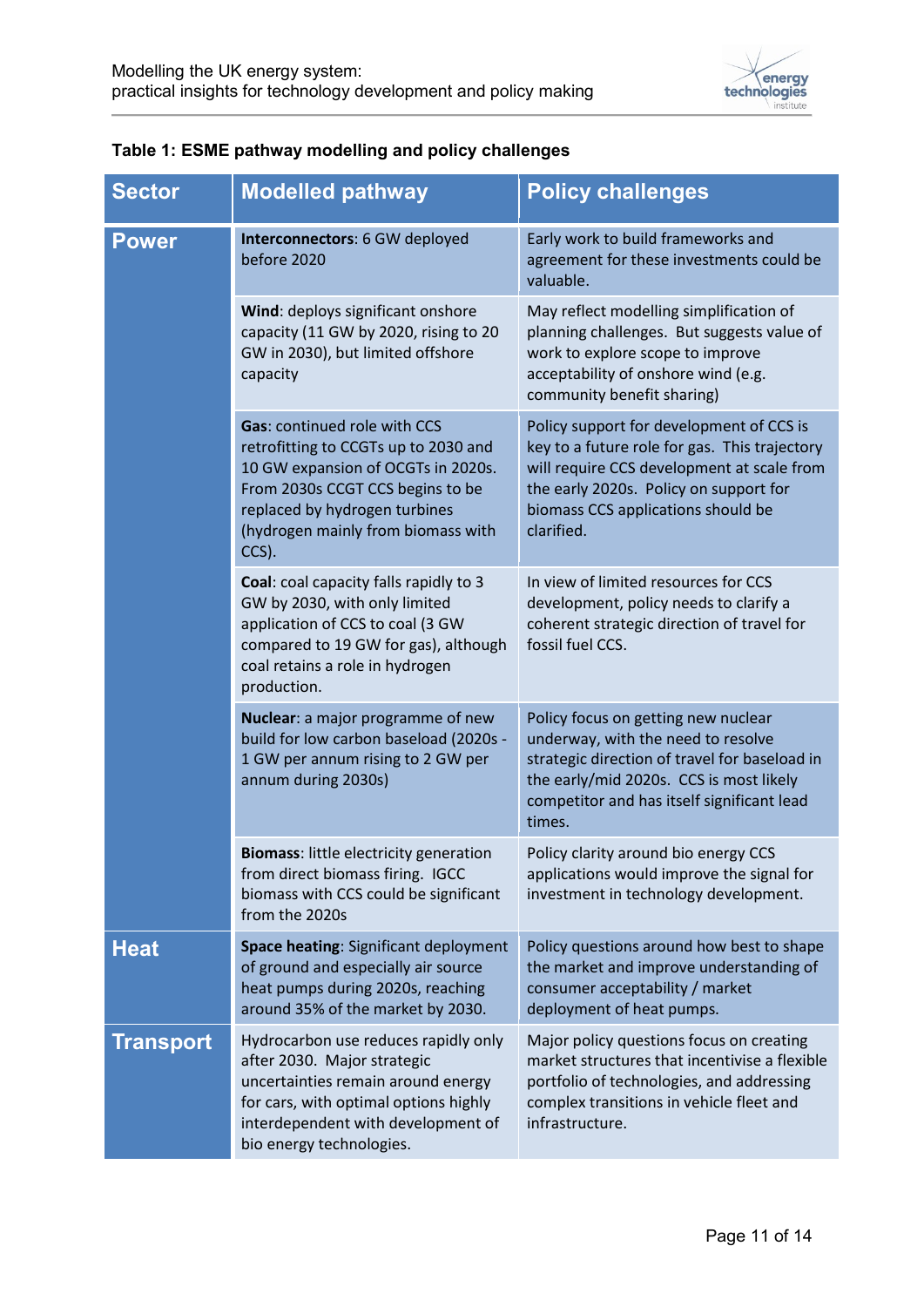**Table 1: ESME pathway modelling and policy challenges**

| Sector | Modelled pathway | Policy challenges |
|---|---|---|
| Power | **Interconnectors**: 6 GW deployed before 2020 | Early work to build frameworks and agreement for these investments could be valuable. |
| | **Wind**: deploys significant onshore capacity (11 GW by 2020, rising to 20 GW in 2030), but limited offshore capacity | May reflect modelling simplification of planning challenges. But suggests value of work to explore scope to improve acceptability of onshore wind (e.g. community benefit sharing) |
| | **Gas**: continued role with CCS retrofitting to CCGTs up to 2030 and 10 GW expansion of OCGTs in 2020s. From 2030s CCGT CCS begins to be replaced by hydrogen turbines (hydrogen mainly from biomass with CCS). | Policy support for development of CCS is key to a future role for gas. This trajectory will require CCS development at scale from the early 2020s. Policy on support for biomass CCS applications should be clarified. |
| | **Coal**: coal capacity falls rapidly to 3 GW by 2030, with only limited application of CCS to coal (3 GW compared to 19 GW for gas), although coal retains a role in hydrogen production. | In view of limited resources for CCS development, policy needs to clarify a coherent strategic direction of travel for fossil fuel CCS. |
| | **Nuclear**: a major programme of new build for low carbon baseload (2020s - 1 GW per annum rising to 2 GW per annum during 2030s) | Policy focus on getting new nuclear underway, with the need to resolve strategic direction of travel for baseload in the early/mid 2020s. CCS is most likely competitor and has itself significant lead times. |
| | **Biomass**: little electricity generation from direct biomass firing. IGCC biomass with CCS could be significant from the 2020s | Policy clarity around bio energy CCS applications would improve the signal for investment in technology development. |
| Heat | **Space heating**: Significant deployment of ground and especially air source heat pumps during 2020s, reaching around 35% of the market by 2030. | Policy questions around how best to shape the market and improve understanding of consumer acceptability / market deployment of heat pumps. |
| Transport | Hydrocarbon use reduces rapidly only after 2030. Major strategic uncertainties remain around energy for cars, with optimal options highly interdependent with development of bio energy technologies. | Major policy questions focus on creating market structures that incentivise a flexible portfolio of technologies, and addressing complex transitions in vehicle fleet and infrastructure. |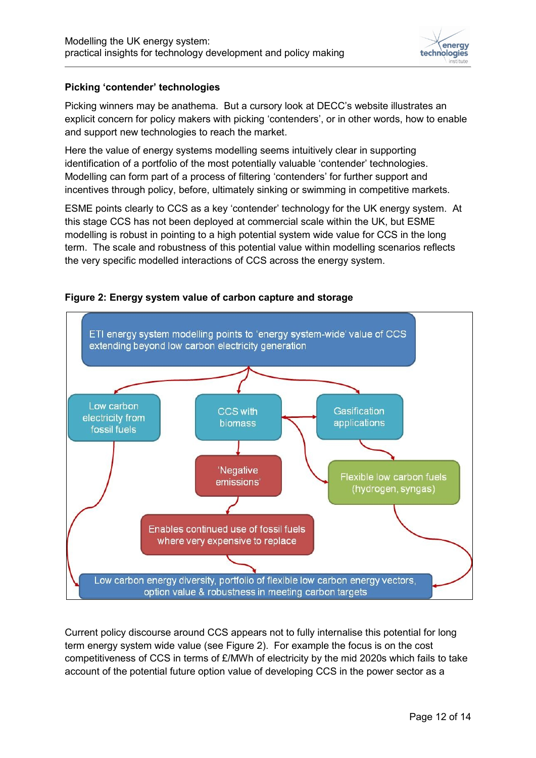### Picking 'contender' technologies

Picking winners may be anathema. But a cursory look at DECC's website illustrates an explicit concern for policy makers with picking 'contenders', or in other words, how to enable and support new technologies to reach the market.

Here the value of energy systems modelling seems intuitively clear in supporting identification of a portfolio of the most potentially valuable 'contender' technologies. Modelling can form part of a process of filtering 'contenders' for further support and incentives through policy, before, ultimately sinking or swimming in competitive markets.

ESME points clearly to CCS as a key 'contender' technology for the UK energy system. At this stage CCS has not been deployed at commercial scale within the UK, but ESME modelling is robust in pointing to a high potential system wide value for CCS in the long term. The scale and robustness of this potential value within modelling scenarios reflects the very specific modelled interactions of CCS across the energy system.

**Figure 2: Energy system value of carbon capture and storage**

Current policy discourse around CCS appears not to fully internalise this potential for long term energy system wide value (see Figure 2). For example the focus is on the cost competitiveness of CCS in terms of £/MWh of electricity by the mid 2020s which fails to take account of the potential future option value of developing CCS in the power sector as a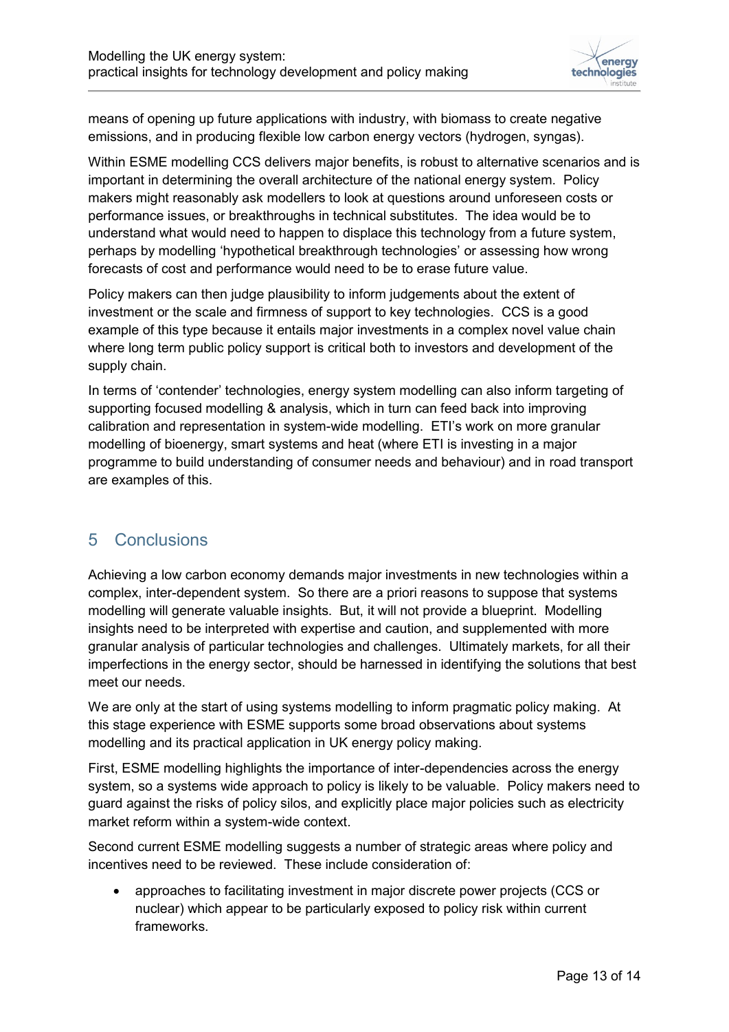means of opening up future applications with industry, with biomass to create negative emissions, and in producing flexible low carbon energy vectors (hydrogen, syngas).

Within ESME modelling CCS delivers major benefits, is robust to alternative scenarios and is important in determining the overall architecture of the national energy system. Policy makers might reasonably ask modellers to look at questions around unforeseen costs or performance issues, or breakthroughs in technical substitutes. The idea would be to understand what would need to happen to displace this technology from a future system, perhaps by modelling 'hypothetical breakthrough technologies' or assessing how wrong forecasts of cost and performance would need to be to erase future value.

Policy makers can then judge plausibility to inform judgements about the extent of investment or the scale and firmness of support to key technologies. CCS is a good example of this type because it entails major investments in a complex novel value chain where long term public policy support is critical both to investors and development of the supply chain.

In terms of 'contender' technologies, energy system modelling can also inform targeting of supporting focused modelling & analysis, which in turn can feed back into improving calibration and representation in system-wide modelling. ETI's work on more granular modelling of bioenergy, smart systems and heat (where ETI is investing in a major programme to build understanding of consumer needs and behaviour) and in road transport are examples of this.

## 5 Conclusions

Achieving a low carbon economy demands major investments in new technologies within a complex, inter-dependent system. So there are a priori reasons to suppose that systems modelling will generate valuable insights. But, it will not provide a blueprint. Modelling insights need to be interpreted with expertise and caution, and supplemented with more granular analysis of particular technologies and challenges. Ultimately markets, for all their imperfections in the energy sector, should be harnessed in identifying the solutions that best meet our needs.

We are only at the start of using systems modelling to inform pragmatic policy making. At this stage experience with ESME supports some broad observations about systems modelling and its practical application in UK energy policy making.

First, ESME modelling highlights the importance of inter-dependencies across the energy system, so a systems wide approach to policy is likely to be valuable. Policy makers need to guard against the risks of policy silos, and explicitly place major policies such as electricity market reform within a system-wide context.

Second current ESME modelling suggests a number of strategic areas where policy and incentives need to be reviewed. These include consideration of:

- approaches to facilitating investment in major discrete power projects (CCS or nuclear) which appear to be particularly exposed to policy risk within current frameworks.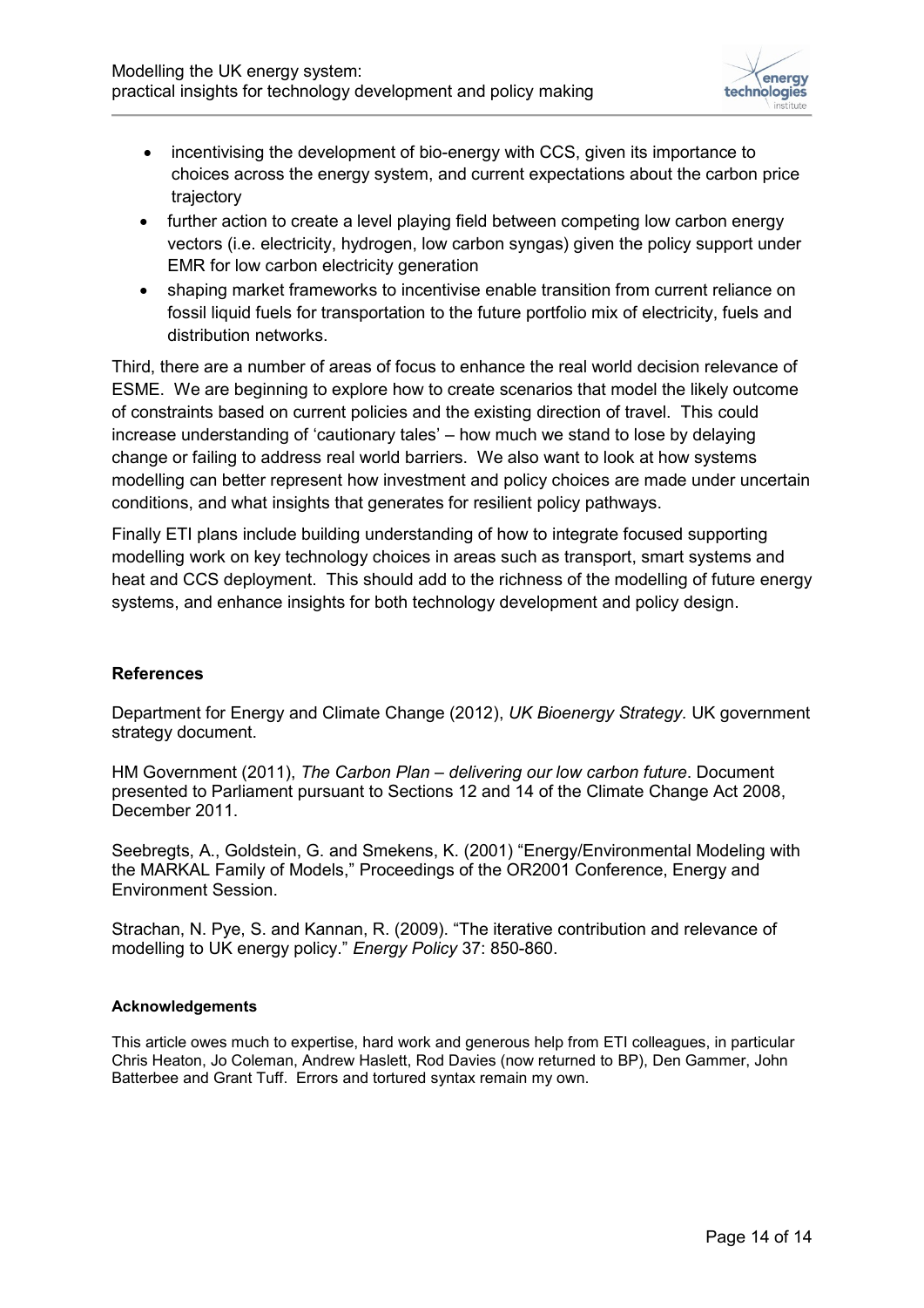- incentivising the development of bio-energy with CCS, given its importance to choices across the energy system, and current expectations about the carbon price trajectory
- further action to create a level playing field between competing low carbon energy vectors (i.e. electricity, hydrogen, low carbon syngas) given the policy support under EMR for low carbon electricity generation
- shaping market frameworks to incentivise enable transition from current reliance on fossil liquid fuels for transportation to the future portfolio mix of electricity, fuels and distribution networks.

Third, there are a number of areas of focus to enhance the real world decision relevance of ESME. We are beginning to explore how to create scenarios that model the likely outcome of constraints based on current policies and the existing direction of travel. This could increase understanding of 'cautionary tales' – how much we stand to lose by delaying change or failing to address real world barriers. We also want to look at how systems modelling can better represent how investment and policy choices are made under uncertain conditions, and what insights that generates for resilient policy pathways.

Finally ETI plans include building understanding of how to integrate focused supporting modelling work on key technology choices in areas such as transport, smart systems and heat and CCS deployment. This should add to the richness of the modelling of future energy systems, and enhance insights for both technology development and policy design.

## References

Department for Energy and Climate Change (2012), *UK Bioenergy Strategy.* UK government strategy document.

HM Government (2011), *The Carbon Plan – delivering our low carbon future*. Document presented to Parliament pursuant to Sections 12 and 14 of the Climate Change Act 2008, December 2011.

Seebregts, A., Goldstein, G. and Smekens, K. (2001) "Energy/Environmental Modeling with the MARKAL Family of Models," Proceedings of the OR2001 Conference, Energy and Environment Session.

Strachan, N. Pye, S. and Kannan, R. (2009). "The iterative contribution and relevance of modelling to UK energy policy." *Energy Policy* 37: 850-860.

#### Acknowledgements

This article owes much to expertise, hard work and generous help from ETI colleagues, in particular Chris Heaton, Jo Coleman, Andrew Haslett, Rod Davies (now returned to BP), Den Gammer, John Batterbee and Grant Tuff. Errors and tortured syntax remain my own.